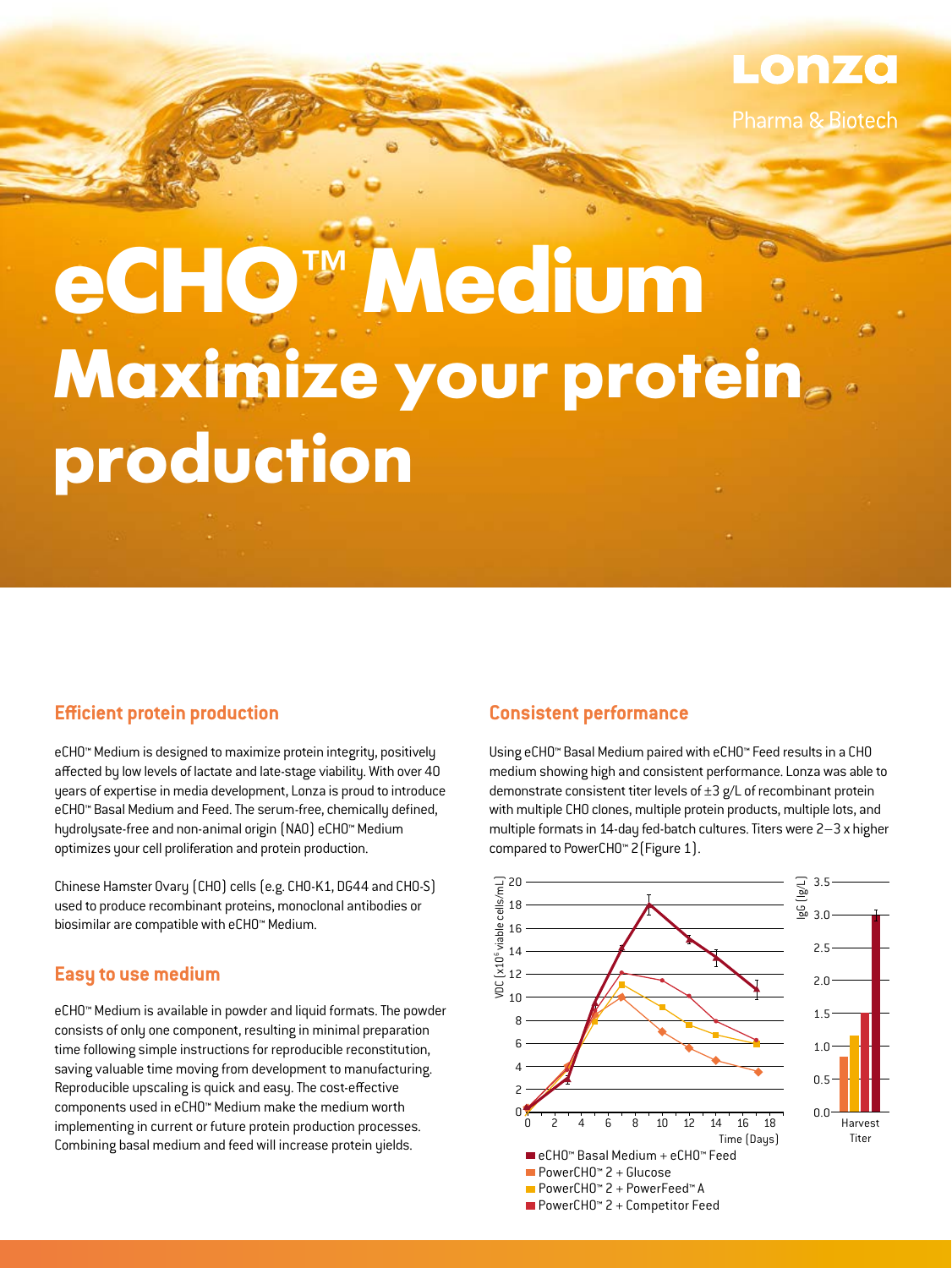Lonza

Pharma & Biotech

# eCHO™ Medium
# Maximize your protein production

## Efficient protein production

eCHO™ Medium is designed to maximize protein integrity, positively affected by low levels of lactate and late-stage viability. With over 40 years of expertise in media development, Lonza is proud to introduce eCHO™ Basal Medium and Feed. The serum-free, chemically defined, hydrolysate-free and non-animal origin (NAO) eCHO™ Medium optimizes your cell proliferation and protein production.

Chinese Hamster Ovary (CHO) cells (e.g. CHO-K1, DG44 and CHO-S) used to produce recombinant proteins, monoclonal antibodies or biosimilar are compatible with eCHO™ Medium.

## Easy to use medium

eCHO™ Medium is available in powder and liquid formats. The powder consists of only one component, resulting in minimal preparation time following simple instructions for reproducible reconstitution, saving valuable time moving from development to manufacturing. Reproducible upscaling is quick and easy. The cost-effective components used in eCHO™ Medium make the medium worth implementing in current or future protein production processes. Combining basal medium and feed will increase protein yields.

## Consistent performance

Using eCHO™ Basal Medium paired with eCHO™ Feed results in a CHO medium showing high and consistent performance. Lonza was able to demonstrate consistent titer levels of ±3 g/L of recombinant protein with multiple CHO clones, multiple protein products, multiple lots, and multiple formats in 14-day fed-batch cultures. Titers were 2–3 x higher compared to PowerCHO™ 2 (Figure 1).

- eCHO™ Basal Medium + eCHO™ Feed
- PowerCHO™ 2 + Glucose
- PowerCHO™ 2 + PowerFeed™ A
- PowerCHO™ 2 + Competitor Feed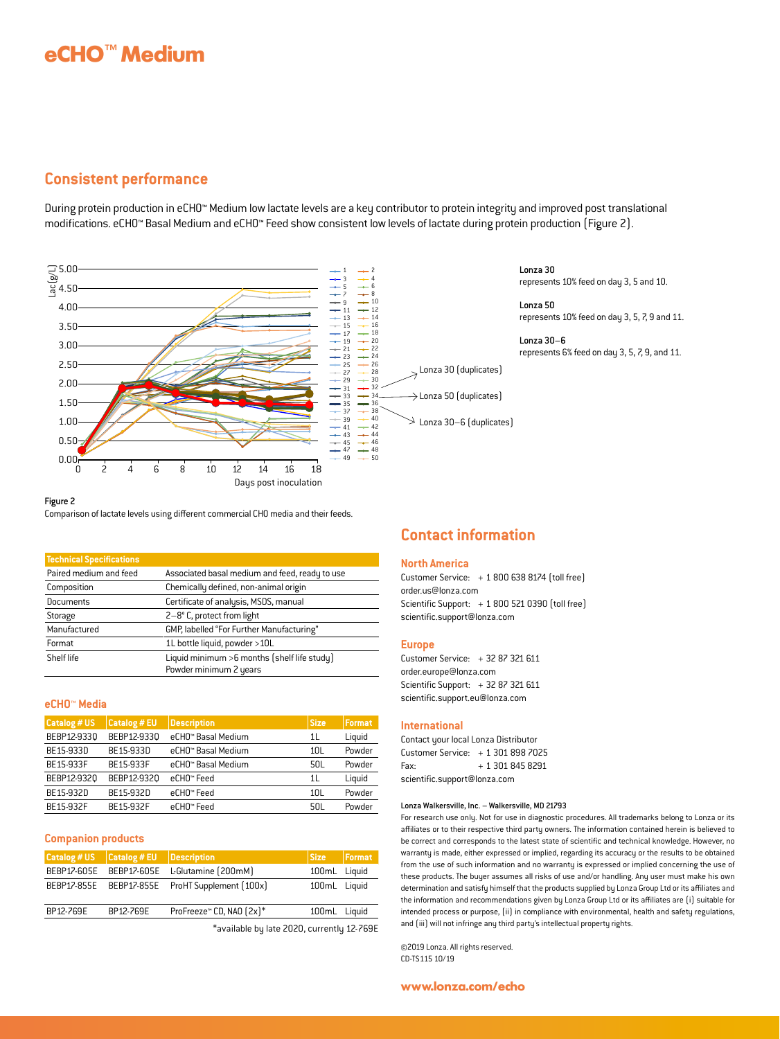# eCHO™ Medium

## Consistent performance

During protein production in eCHO™ Medium low lactate levels are a key contributor to protein integrity and improved post translational modifications. eCHO™ Basal Medium and eCHO™ Feed show consistent low levels of lactate during protein production (Figure 2).

Lac (g/L)

5.00
4.50
4.00
3.50
3.00
2.50
2.00
1.50
1.00
0.50
0.00

0 2 4 6 8 10 12 14 16 18

Days post inoculation

1 2 3 4 5 6 7 8 9 10 11 12 13 14 15 16 17 18 19 20 21 22 23 24 25 26 27 28 29 30 31 32 33 34 35 36 37 38 39 40 41 42 43 44 45 46 47 48 49 50

Lonza 30 (duplicates)

Lonza 50 (duplicates)

Lonza 30–6 (duplicates)

**Lonza 30**
represents 10% feed on day 3, 5 and 10.

**Lonza 50**
represents 10% feed on day 3, 5, 7, 9 and 11.

**Lonza 30–6**
represents 6% feed on day 3, 5, 7, 9, and 11.

**Figure 2**
Comparison of lactate levels using different commercial CHO media and their feeds.

| Technical Specifications | |
|---|---|
| Paired medium and feed | Associated basal medium and feed, ready to use |
| Composition | Chemically defined, non-animal origin |
| Documents | Certificate of analysis, MSDS, manual |
| Storage | 2–8° C, protect from light |
| Manufactured | GMP, labelled "For Further Manufacturing" |
| Format | 1L bottle liquid, powder >10L |
| Shelf life | Liquid minimum >6 months (shelf life study)<br>Powder minimum 2 years |

### eCHO™ Media

| Catalog # US | Catalog # EU | Description | Size | Format |
|---|---|---|---|---|
| BEBP12-933Q | BEBP12-933Q | eCHO™ Basal Medium | 1L | Liquid |
| BE15-933D | BE15-933D | eCHO™ Basal Medium | 10L | Powder |
| BE15-933F | BE15-933F | eCHO™ Basal Medium | 50L | Powder |
| BEBP12-932Q | BEBP12-932Q | eCHO™ Feed | 1L | Liquid |
| BE15-932D | BE15-932D | eCHO™ Feed | 10L | Powder |
| BE15-932F | BE15-932F | eCHO™ Feed | 50L | Powder |

### Companion products

| Catalog # US | Catalog # EU | Description | Size | Format |
|---|---|---|---|---|
| BEBP17-605E | BEBP17-605E | L-Glutamine (200mM) | 100mL | Liquid |
| BEBP17-855E | BEBP17-855E | ProHT Supplement (100x) | 100mL | Liquid |
| BP12-769E | BP12-769E | ProFreeze™ CD, NAO (2x)* | 100mL | Liquid |

*available by late 2020, currently 12-769E

## Contact information

### North America

Customer Service: + 1 800 638 8174 (toll free)
order.us@lonza.com
Scientific Support: + 1 800 521 0390 (toll free)
scientific.support@lonza.com

### Europe

Customer Service: + 32 87 321 611
order.europe@lonza.com
Scientific Support: + 32 87 321 611
scientific.support.eu@lonza.com

### International

Contact your local Lonza Distributor
Customer Service: + 1 301 898 7025
Fax: + 1 301 845 8291
scientific.support@lonza.com

**Lonza Walkersville, Inc. – Walkersville, MD 21793**

For research use only. Not for use in diagnostic procedures. All trademarks belong to Lonza or its affiliates or to their respective third party owners. The information contained herein is believed to be correct and corresponds to the latest state of scientific and technical knowledge. However, no warranty is made, either expressed or implied, regarding its accuracy or the results to be obtained from the use of such information and no warranty is expressed or implied concerning the use of these products. The buyer assumes all risks of use and/or handling. Any user must make his own determination and satisfy himself that the products supplied by Lonza Group Ltd or its affiliates and the information and recommendations given by Lonza Group Ltd or its affiliates are (i) suitable for intended process or purpose, (ii) in compliance with environmental, health and safety regulations, and (iii) will not infringe any third party's intellectual property rights.

©2019 Lonza. All rights reserved.
CD-TS115 10/19

**www.lonza.com/echo**